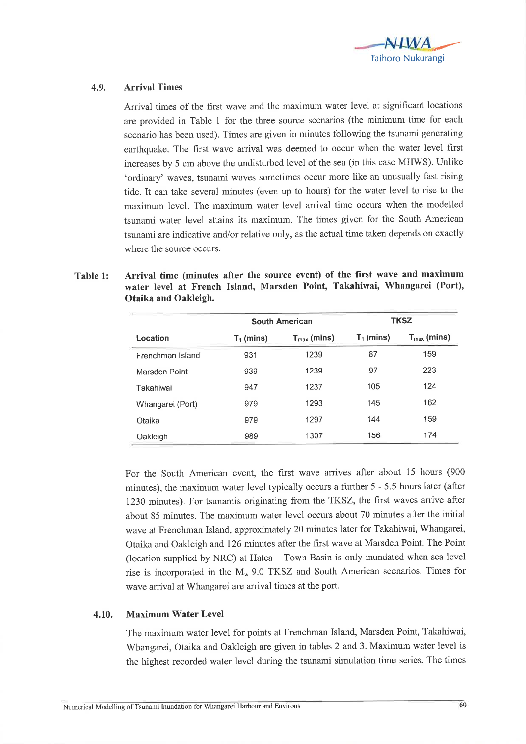### 4.9. Arrival Times

Arrival times of the first wave and the maximum water level at significant locations are provided in Table 1 for the three source scenarios (the minimum time for each scenario has been used). Times are given in minutes following the tsunami generating earthquake. The first wave arrival was deemed to occur when the water level first increases by 5 cm above the undisturbed level of the sea (in this case MHWS). Unlike 'ordinary' waves, tsunami waves sometimes occur more like an unusually fast rising tide. It can take several minutes (even up to hours) for the water level to rise to the maximum level. The maximum water level arrival time occurs when the modelled tsunami water level attains its maximum. The times given for the South American tsunami are indicative and/or relative only, as the actual time taken depends on exactly where the source occurs.

**Table 1: Arrival time (minutes after the source event) of the first wave and maximum water level at French Island, Marsden Point, Takahiwai, Whangarei (Port), Otaika and Oakleigh.**

| | South American | | TKSZ | |
|---|---|---|---|---|
| Location | $T_1$ (mins) | $T_{max}$ (mins) | $T_1$ (mins) | $T_{max}$ (mins) |
| Frenchman Island | 931 | 1239 | 87 | 159 |
| Marsden Point | 939 | 1239 | 97 | 223 |
| Takahiwai | 947 | 1237 | 105 | 124 |
| Whangarei (Port) | 979 | 1293 | 145 | 162 |
| Otaika | 979 | 1297 | 144 | 159 |
| Oakleigh | 989 | 1307 | 156 | 174 |

For the South American event, the first wave arrives after about 15 hours (900 minutes), the maximum water level typically occurs a further 5 - 5.5 hours later (after 1230 minutes). For tsunamis originating from the TKSZ, the first waves arrive after about 85 minutes. The maximum water level occurs about 70 minutes after the initial wave at Frenchman Island, approximately 20 minutes later for Takahiwai, Whangarei, Otaika and Oakleigh and 126 minutes after the first wave at Marsden Point. The Point (location supplied by NRC) at Hatea – Town Basin is only inundated when sea level rise is incorporated in the $M_w$ 9.0 TKSZ and South American scenarios. Times for wave arrival at Whangarei are arrival times at the port.

### 4.10. Maximum Water Level

The maximum water level for points at Frenchman Island, Marsden Point, Takahiwai, Whangarei, Otaika and Oakleigh are given in tables 2 and 3. Maximum water level is the highest recorded water level during the tsunami simulation time series. The times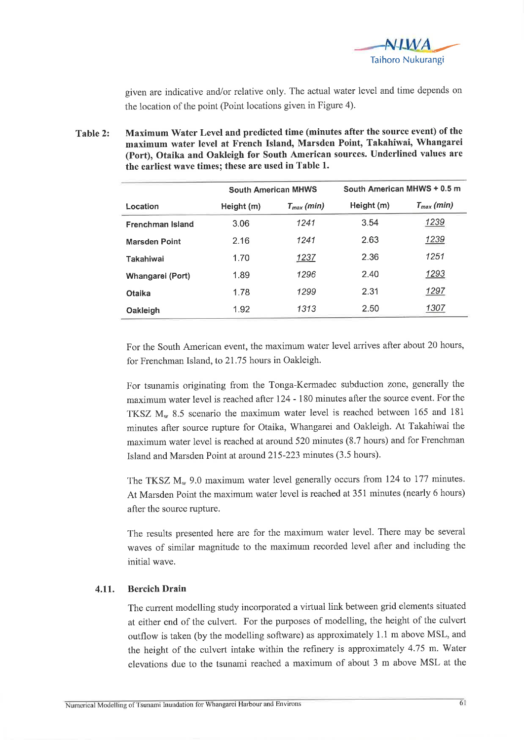given are indicative and/or relative only. The actual water level and time depends on the location of the point (Point locations given in Figure 4).

**Table 2: Maximum Water Level and predicted time (minutes after the source event) of the maximum water level at French Island, Marsden Point, Takahiwai, Whangarei (Port), Otaika and Oakleigh for South American sources. Underlined values are the earliest wave times; these are used in Table 1.**

| | South American MHWS | | South American MHWS + 0.5 m | |
|---|---|---|---|---|
| Location | Height (m) | $T_{max}$ (min) | Height (m) | $T_{max}$ (min) |
| Frenchman Island | 3.06 | *1241* | 3.54 | *1239* |
| Marsden Point | 2.16 | *1241* | 2.63 | *1239* |
| Takahiwai | 1.70 | *1237* | 2.36 | *1251* |
| Whangarei (Port) | 1.89 | *1296* | 2.40 | *1293* |
| Otaika | 1.78 | *1299* | 2.31 | *1297* |
| Oakleigh | 1.92 | *1313* | 2.50 | *1307* |

For the South American event, the maximum water level arrives after about 20 hours, for Frenchman Island, to 21.75 hours in Oakleigh.

For tsunamis originating from the Tonga-Kermadec subduction zone, generally the maximum water level is reached after 124 - 180 minutes after the source event. For the TKSZ $M_w$ 8.5 scenario the maximum water level is reached between 165 and 181 minutes after source rupture for Otaika, Whangarei and Oakleigh. At Takahiwai the maximum water level is reached at around 520 minutes (8.7 hours) and for Frenchman Island and Marsden Point at around 215-223 minutes (3.5 hours).

The TKSZ $M_w$ 9.0 maximum water level generally occurs from 124 to 177 minutes. At Marsden Point the maximum water level is reached at 351 minutes (nearly 6 hours) after the source rupture.

The results presented here are for the maximum water level. There may be several waves of similar magnitude to the maximum recorded level after and including the initial wave.

### 4.11. Bercich Drain

The current modelling study incorporated a virtual link between grid elements situated at either end of the culvert. For the purposes of modelling, the height of the culvert outflow is taken (by the modelling software) as approximately 1.1 m above MSL, and the height of the culvert intake within the refinery is approximately 4.75 m. Water elevations due to the tsunami reached a maximum of about 3 m above MSL at the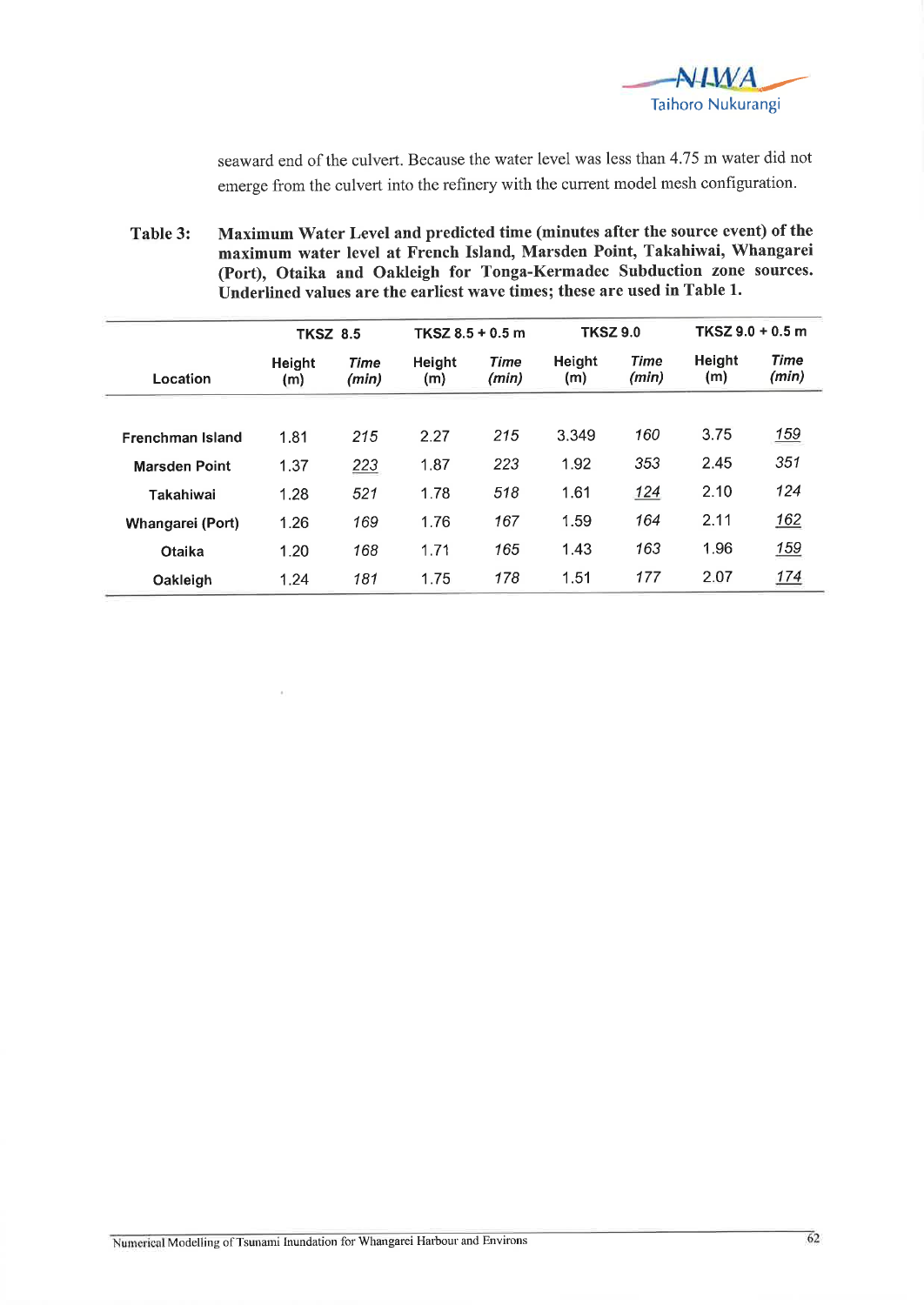seaward end of the culvert. Because the water level was less than 4.75 m water did not emerge from the culvert into the refinery with the current model mesh configuration.

**Table 3: Maximum Water Level and predicted time (minutes after the source event) of the maximum water level at French Island, Marsden Point, Takahiwai, Whangarei (Port), Otaika and Oakleigh for Tonga-Kermadec Subduction zone sources. Underlined values are the earliest wave times; these are used in Table 1.**

| | TKSZ 8.5 | | TKSZ 8.5 + 0.5 m | | TKSZ 9.0 | | TKSZ 9.0 + 0.5 m | |
|---|---|---|---|---|---|---|---|---|
| Location | Height (m) | *Time (min)* | Height (m) | *Time (min)* | Height (m) | *Time (min)* | Height (m) | *Time (min)* |
| Frenchman Island | 1.81 | *215* | 2.27 | *215* | 3.349 | *160* | 3.75 | *<u>159</u>* |
| Marsden Point | 1.37 | *<u>223</u>* | 1.87 | *223* | 1.92 | *353* | 2.45 | *351* |
| Takahiwai | 1.28 | *521* | 1.78 | *518* | 1.61 | *<u>124</u>* | 2.10 | *124* |
| Whangarei (Port) | 1.26 | *169* | 1.76 | *167* | 1.59 | *164* | 2.11 | *<u>162</u>* |
| Otaika | 1.20 | *168* | 1.71 | *165* | 1.43 | *163* | 1.96 | *<u>159</u>* |
| Oakleigh | 1.24 | *181* | 1.75 | *178* | 1.51 | *177* | 2.07 | *<u>174</u>* |